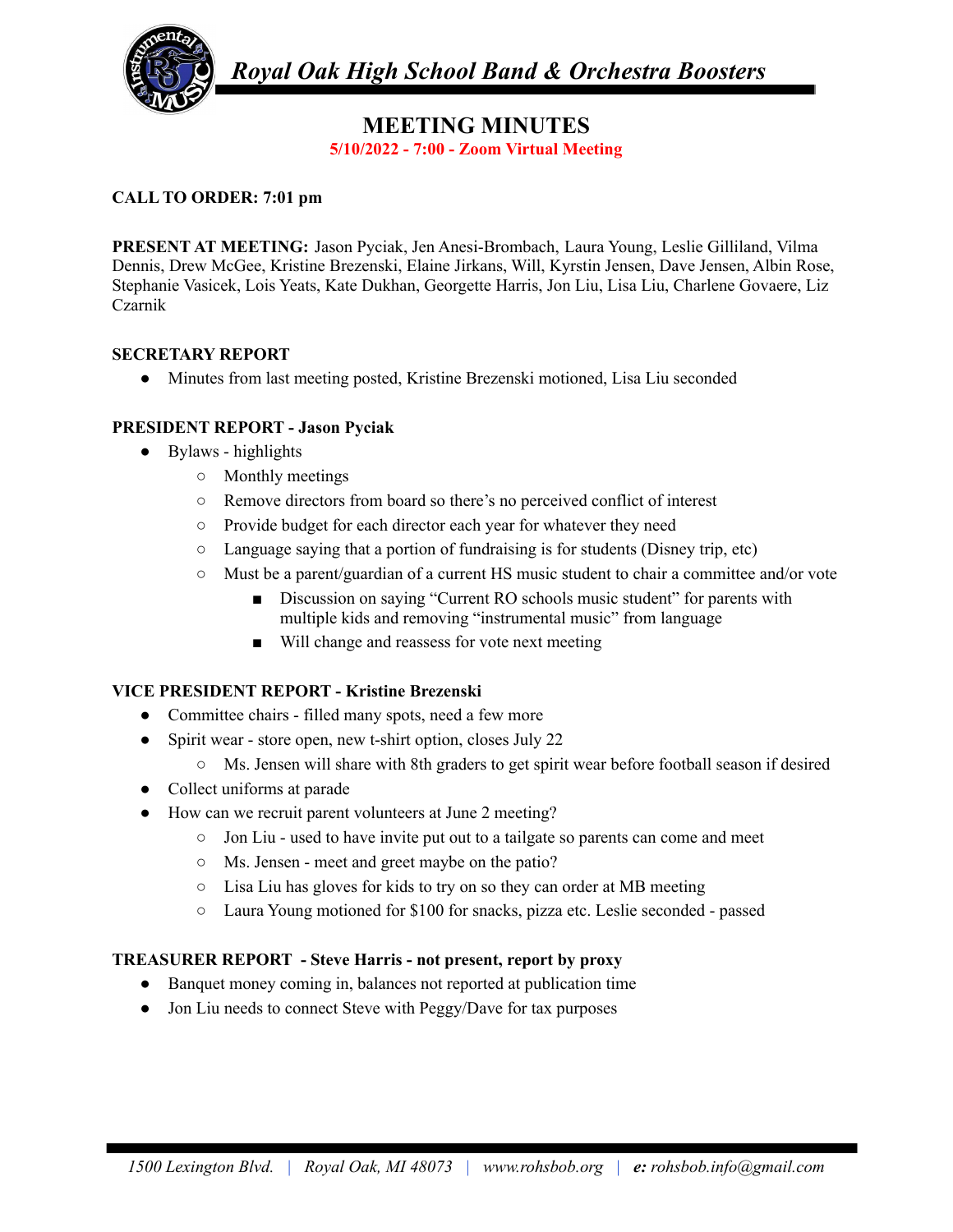# *Royal Oak High School Band & Orchestra Boosters*

## MEETING MINUTES

**5/10/2022 - 7:00 - Zoom Virtual Meeting**

**CALL TO ORDER: 7:01 pm**

**PRESENT AT MEETING:** Jason Pyciak, Jen Anesi-Brombach, Laura Young, Leslie Gilliland, Vilma Dennis, Drew McGee, Kristine Brezenski, Elaine Jirkans, Will, Kyrstin Jensen, Dave Jensen, Albin Rose, Stephanie Vasicek, Lois Yeats, Kate Dukhan, Georgette Harris, Jon Liu, Lisa Liu, Charlene Govaere, Liz Czarnik

**SECRETARY REPORT**

- Minutes from last meeting posted, Kristine Brezenski motioned, Lisa Liu seconded

**PRESIDENT REPORT - Jason Pyciak**

- Bylaws - highlights
  - Monthly meetings
  - Remove directors from board so there's no perceived conflict of interest
  - Provide budget for each director each year for whatever they need
  - Language saying that a portion of fundraising is for students (Disney trip, etc)
  - Must be a parent/guardian of a current HS music student to chair a committee and/or vote
    - Discussion on saying "Current RO schools music student" for parents with multiple kids and removing "instrumental music" from language
    - Will change and reassess for vote next meeting

**VICE PRESIDENT REPORT - Kristine Brezenski**

- Committee chairs - filled many spots, need a few more
- Spirit wear - store open, new t-shirt option, closes July 22
  - Ms. Jensen will share with 8th graders to get spirit wear before football season if desired
- Collect uniforms at parade
- How can we recruit parent volunteers at June 2 meeting?
  - Jon Liu - used to have invite put out to a tailgate so parents can come and meet
  - Ms. Jensen - meet and greet maybe on the patio?
  - Lisa Liu has gloves for kids to try on so they can order at MB meeting
  - Laura Young motioned for $100 for snacks, pizza etc. Leslie seconded - passed

**TREASURER REPORT - Steve Harris - not present, report by proxy**

- Banquet money coming in, balances not reported at publication time
- Jon Liu needs to connect Steve with Peggy/Dave for tax purposes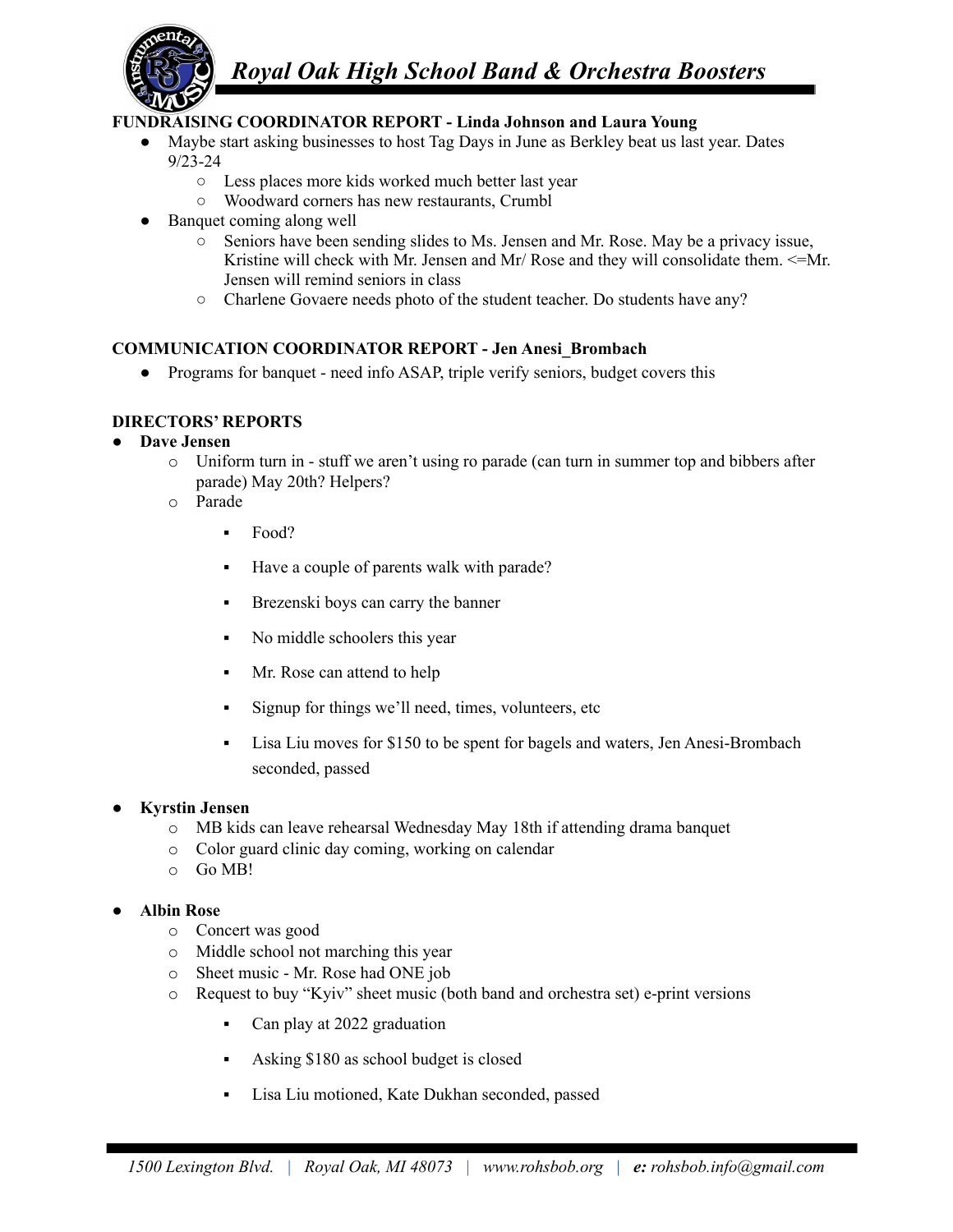**FUNDRAISING COORDINATOR REPORT - Linda Johnson and Laura Young**

- Maybe start asking businesses to host Tag Days in June as Berkley beat us last year. Dates 9/23-24
  - Less places more kids worked much better last year
  - Woodward corners has new restaurants, Crumbl
- Banquet coming along well
  - Seniors have been sending slides to Ms. Jensen and Mr. Rose. May be a privacy issue, Kristine will check with Mr. Jensen and Mr/ Rose and they will consolidate them. <=Mr. Jensen will remind seniors in class
  - Charlene Govaere needs photo of the student teacher. Do students have any?

**COMMUNICATION COORDINATOR REPORT - Jen Anesi_Brombach**

- Programs for banquet - need info ASAP, triple verify seniors, budget covers this

**DIRECTORS' REPORTS**

- **Dave Jensen**
  - Uniform turn in - stuff we aren't using ro parade (can turn in summer top and bibbers after parade) May 20th? Helpers?
  - Parade
    - Food?
    - Have a couple of parents walk with parade?
    - Brezenski boys can carry the banner
    - No middle schoolers this year
    - Mr. Rose can attend to help
    - Signup for things we'll need, times, volunteers, etc
    - Lisa Liu moves for $150 to be spent for bagels and waters, Jen Anesi-Brombach seconded, passed
- **Kyrstin Jensen**
  - MB kids can leave rehearsal Wednesday May 18th if attending drama banquet
  - Color guard clinic day coming, working on calendar
  - Go MB!
- **Albin Rose**
  - Concert was good
  - Middle school not marching this year
  - Sheet music - Mr. Rose had ONE job
  - Request to buy "Kyiv" sheet music (both band and orchestra set) e-print versions
    - Can play at 2022 graduation
    - Asking $180 as school budget is closed
    - Lisa Liu motioned, Kate Dukhan seconded, passed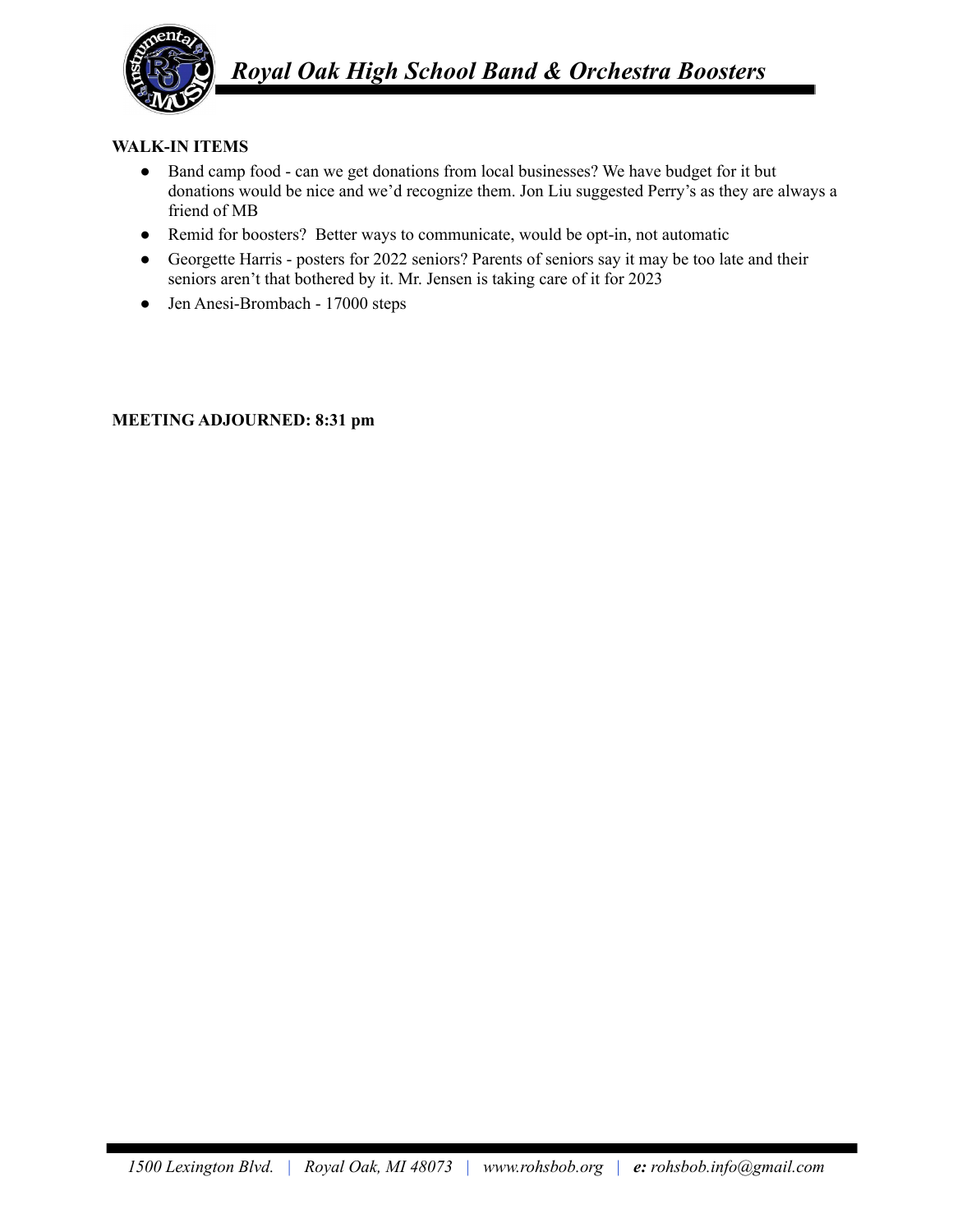**WALK-IN ITEMS**

- Band camp food - can we get donations from local businesses? We have budget for it but donations would be nice and we'd recognize them. Jon Liu suggested Perry's as they are always a friend of MB
- Remid for boosters? Better ways to communicate, would be opt-in, not automatic
- Georgette Harris - posters for 2022 seniors? Parents of seniors say it may be too late and their seniors aren't that bothered by it. Mr. Jensen is taking care of it for 2023
- Jen Anesi-Brombach - 17000 steps

**MEETING ADJOURNED: 8:31 pm**